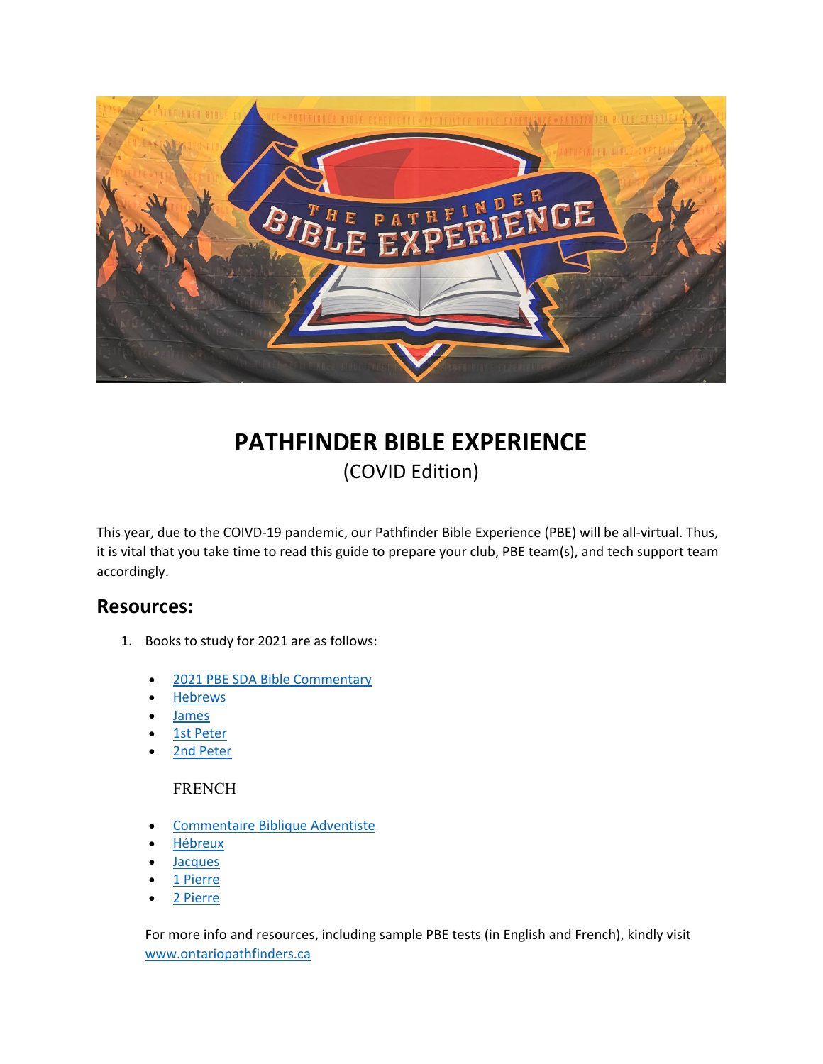# PATHFINDER BIBLE EXPERIENCE

(COVID Edition)

This year, due to the COIVD-19 pandemic, our Pathfinder Bible Experience (PBE) will be all-virtual. Thus, it is vital that you take time to read this guide to prepare your club, PBE team(s), and tech support team accordingly.

## Resources:

1. Books to study for 2021 are as follows:

   - 2021 PBE SDA Bible Commentary
   - Hebrews
   - James
   - 1st Peter
   - 2nd Peter

   FRENCH

   - Commentaire Biblique Adventiste
   - Hébreux
   - Jacques
   - 1 Pierre
   - 2 Pierre

   For more info and resources, including sample PBE tests (in English and French), kindly visit www.ontariopathfinders.ca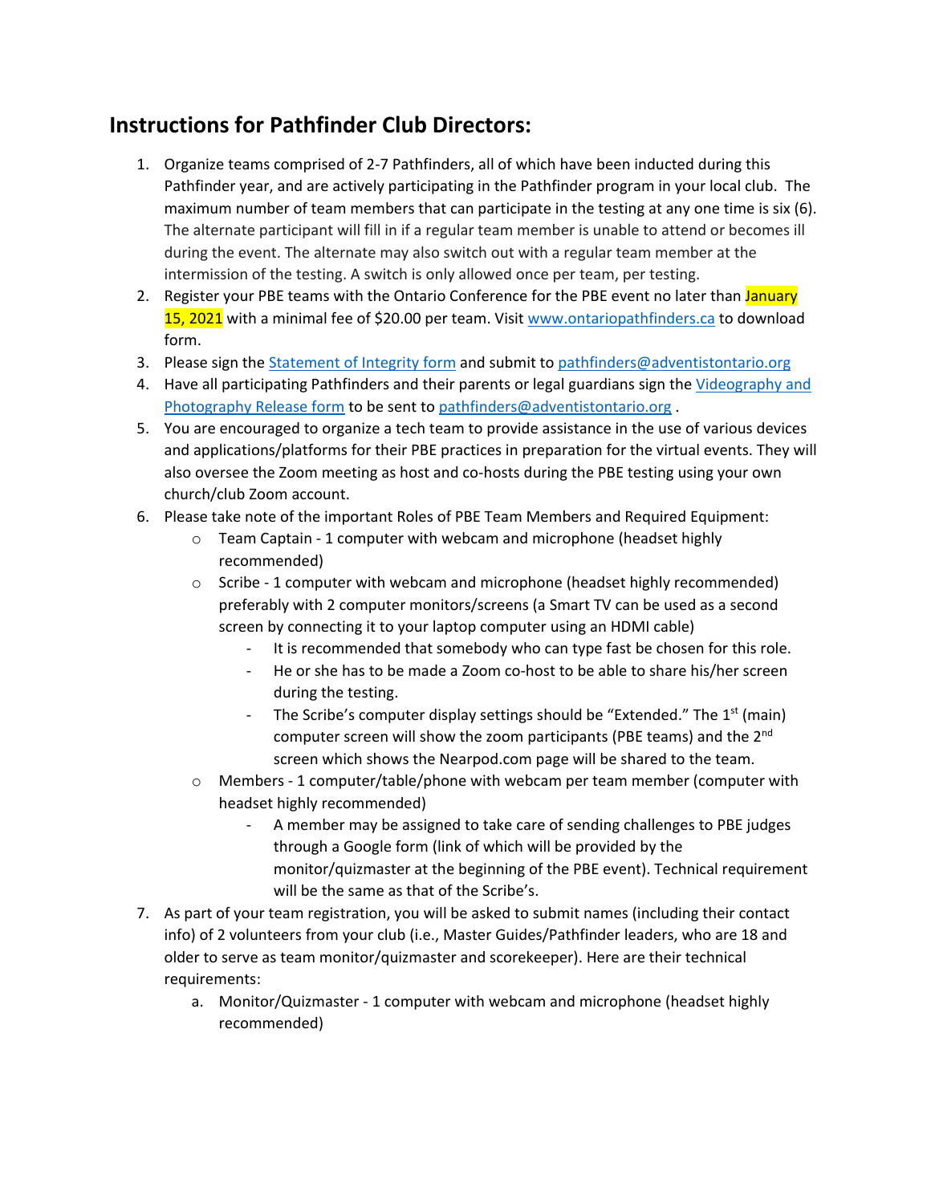## Instructions for Pathfinder Club Directors:

1. Organize teams comprised of 2-7 Pathfinders, all of which have been inducted during this Pathfinder year, and are actively participating in the Pathfinder program in your local club. The maximum number of team members that can participate in the testing at any one time is six (6). The alternate participant will fill in if a regular team member is unable to attend or becomes ill during the event. The alternate may also switch out with a regular team member at the intermission of the testing. A switch is only allowed once per team, per testing.
2. Register your PBE teams with the Ontario Conference for the PBE event no later than January 15, 2021 with a minimal fee of $20.00 per team. Visit www.ontariopathfinders.ca to download form.
3. Please sign the Statement of Integrity form and submit to pathfinders@adventistontario.org
4. Have all participating Pathfinders and their parents or legal guardians sign the Videography and Photography Release form to be sent to pathfinders@adventistontario.org .
5. You are encouraged to organize a tech team to provide assistance in the use of various devices and applications/platforms for their PBE practices in preparation for the virtual events. They will also oversee the Zoom meeting as host and co-hosts during the PBE testing using your own church/club Zoom account.
6. Please take note of the important Roles of PBE Team Members and Required Equipment:
   - Team Captain - 1 computer with webcam and microphone (headset highly recommended)
   - Scribe - 1 computer with webcam and microphone (headset highly recommended) preferably with 2 computer monitors/screens (a Smart TV can be used as a second screen by connecting it to your laptop computer using an HDMI cable)
     - It is recommended that somebody who can type fast be chosen for this role.
     - He or she has to be made a Zoom co-host to be able to share his/her screen during the testing.
     - The Scribe's computer display settings should be "Extended." The 1st (main) computer screen will show the zoom participants (PBE teams) and the 2nd screen which shows the Nearpod.com page will be shared to the team.
   - Members - 1 computer/table/phone with webcam per team member (computer with headset highly recommended)
     - A member may be assigned to take care of sending challenges to PBE judges through a Google form (link of which will be provided by the monitor/quizmaster at the beginning of the PBE event). Technical requirement will be the same as that of the Scribe's.
7. As part of your team registration, you will be asked to submit names (including their contact info) of 2 volunteers from your club (i.e., Master Guides/Pathfinder leaders, who are 18 and older to serve as team monitor/quizmaster and scorekeeper). Here are their technical requirements:
   a. Monitor/Quizmaster - 1 computer with webcam and microphone (headset highly recommended)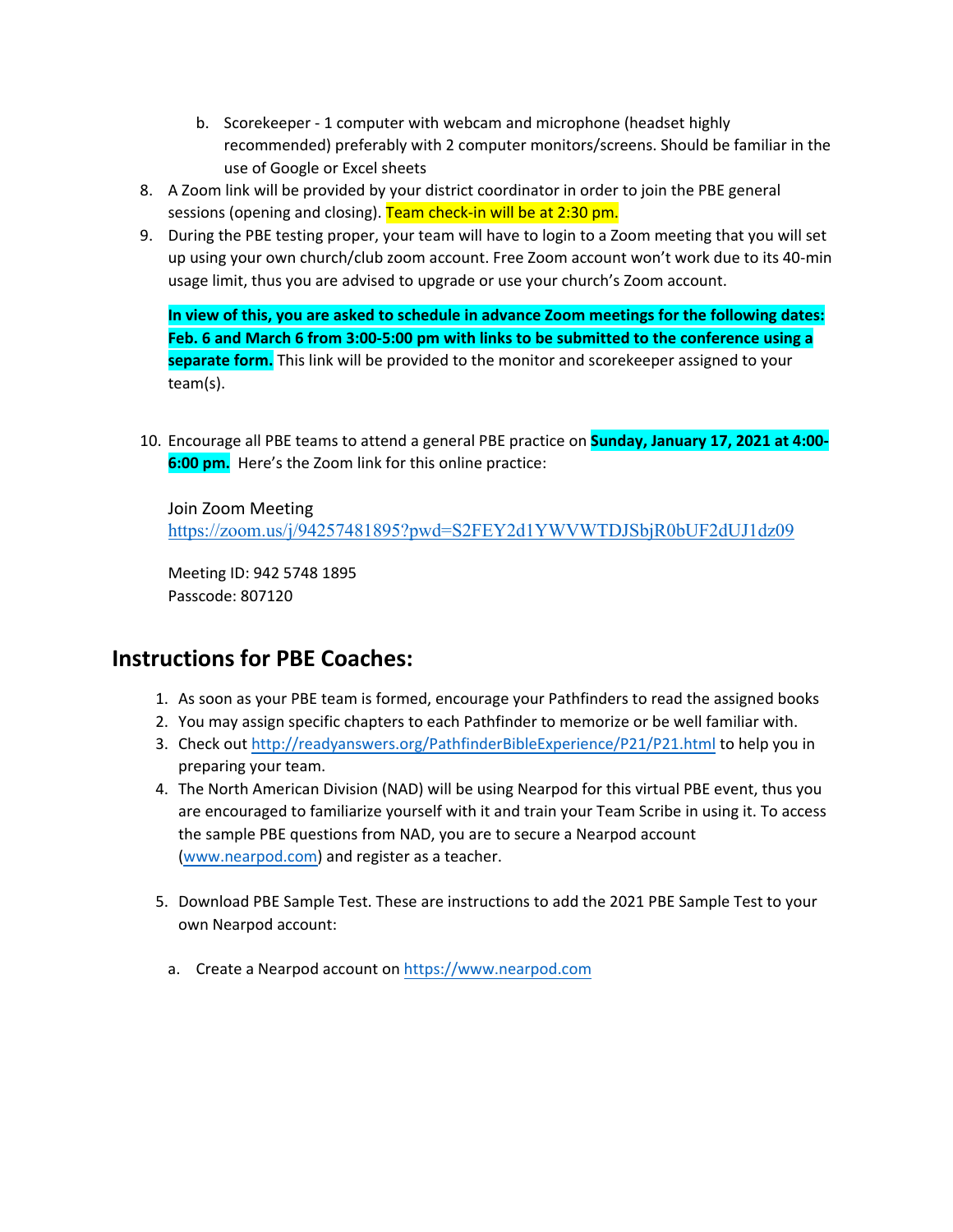b. Scorekeeper - 1 computer with webcam and microphone (headset highly recommended) preferably with 2 computer monitors/screens. Should be familiar in the use of Google or Excel sheets

8. A Zoom link will be provided by your district coordinator in order to join the PBE general sessions (opening and closing). Team check-in will be at 2:30 pm.
9. During the PBE testing proper, your team will have to login to a Zoom meeting that you will set up using your own church/club zoom account. Free Zoom account won't work due to its 40-min usage limit, thus you are advised to upgrade or use your church's Zoom account.

   **In view of this, you are asked to schedule in advance Zoom meetings for the following dates: Feb. 6 and March 6 from 3:00-5:00 pm with links to be submitted to the conference using a separate form.** This link will be provided to the monitor and scorekeeper assigned to your team(s).

10. Encourage all PBE teams to attend a general PBE practice on **Sunday, January 17, 2021 at 4:00-6:00 pm.** Here's the Zoom link for this online practice:

    Join Zoom Meeting
    https://zoom.us/j/94257481895?pwd=S2FEY2d1YWVWTDJSbjR0bUF2dUJ1dz09

    Meeting ID: 942 5748 1895
    Passcode: 807120

## Instructions for PBE Coaches:

1. As soon as your PBE team is formed, encourage your Pathfinders to read the assigned books
2. You may assign specific chapters to each Pathfinder to memorize or be well familiar with.
3. Check out http://readyanswers.org/PathfinderBibleExperience/P21/P21.html to help you in preparing your team.
4. The North American Division (NAD) will be using Nearpod for this virtual PBE event, thus you are encouraged to familiarize yourself with it and train your Team Scribe in using it. To access the sample PBE questions from NAD, you are to secure a Nearpod account (www.nearpod.com) and register as a teacher.
5. Download PBE Sample Test. These are instructions to add the 2021 PBE Sample Test to your own Nearpod account:

   a. Create a Nearpod account on https://www.nearpod.com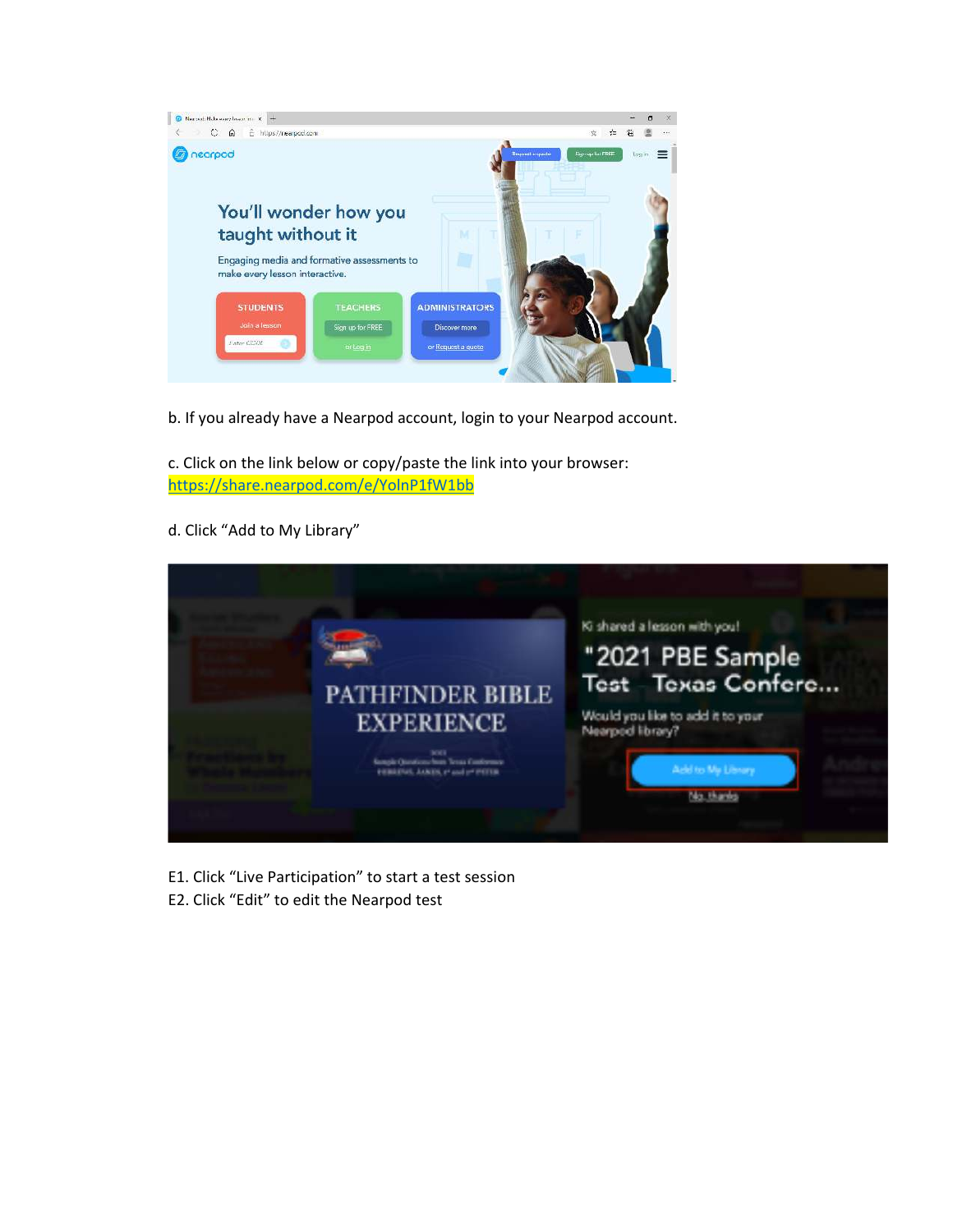b. If you already have a Nearpod account, login to your Nearpod account.

c. Click on the link below or copy/paste the link into your browser: https://share.nearpod.com/e/YolnP1fW1bb

d. Click "Add to My Library"

E1. Click "Live Participation" to start a test session

E2. Click "Edit" to edit the Nearpod test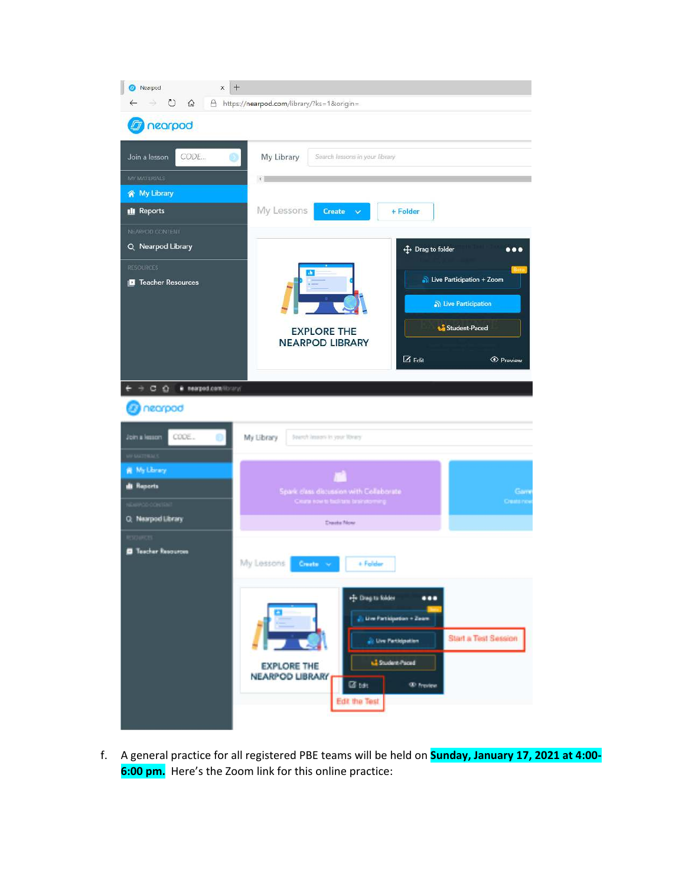f. A general practice for all registered PBE teams will be held on **Sunday, January 17, 2021 at 4:00-6:00 pm.** Here's the Zoom link for this online practice: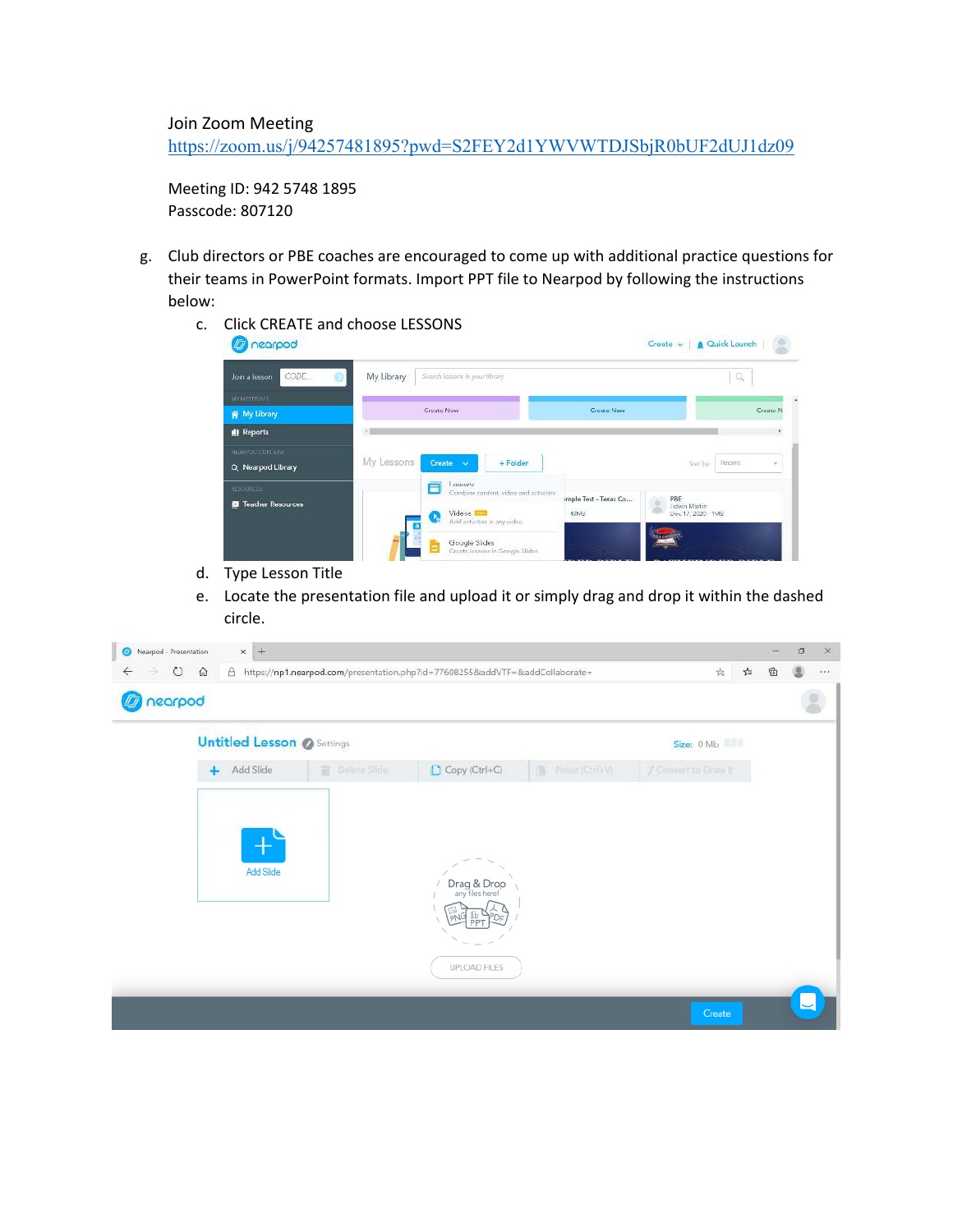Join Zoom Meeting
https://zoom.us/j/94257481895?pwd=S2FEY2d1YWVWTDJSbjR0bUF2dUJ1dz09

Meeting ID: 942 5748 1895
Passcode: 807120

g. Club directors or PBE coaches are encouraged to come up with additional practice questions for their teams in PowerPoint formats. Import PPT file to Nearpod by following the instructions below:

   c. Click CREATE and choose LESSONS

   d. Type Lesson Title

   e. Locate the presentation file and upload it or simply drag and drop it within the dashed circle.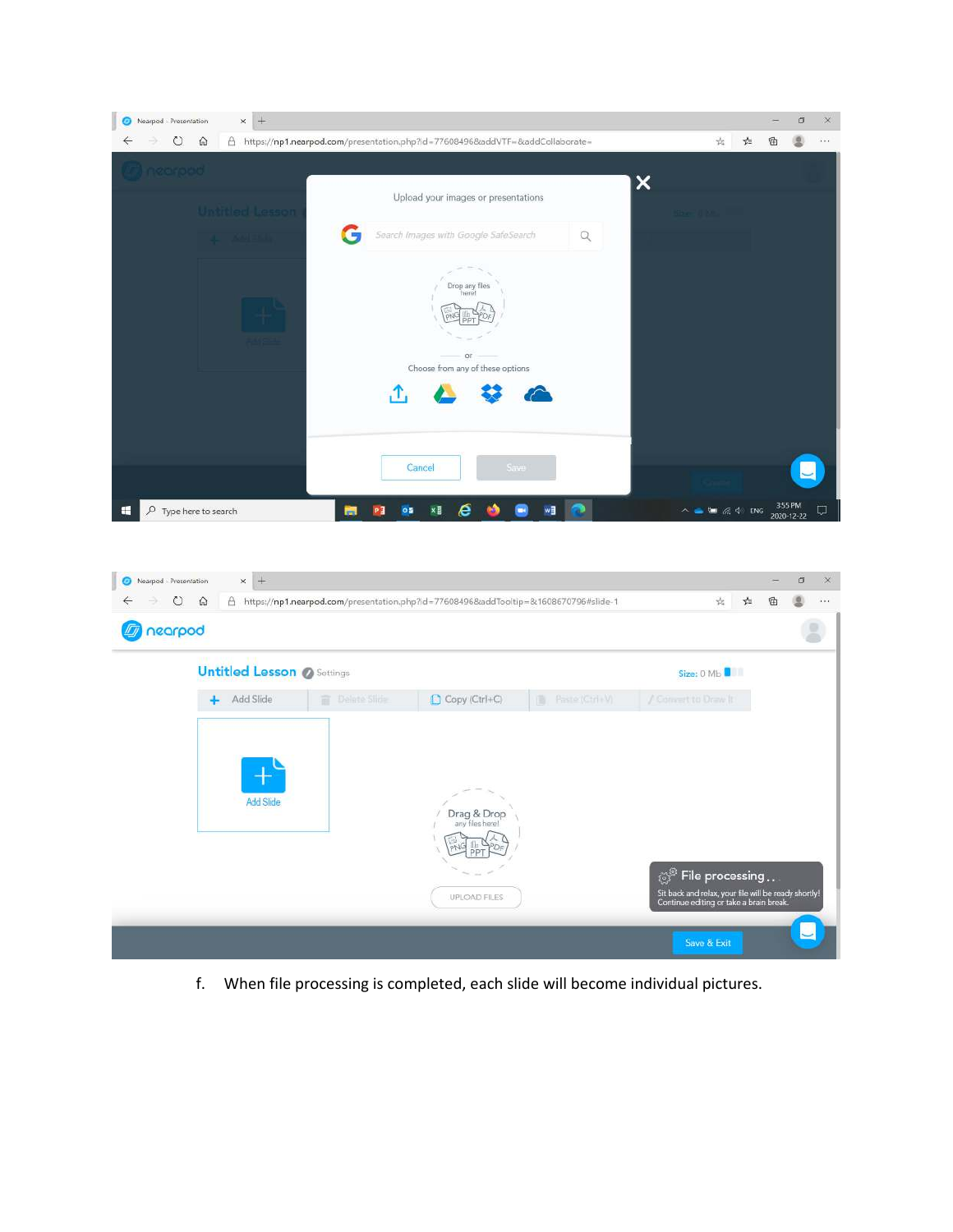f. When file processing is completed, each slide will become individual pictures.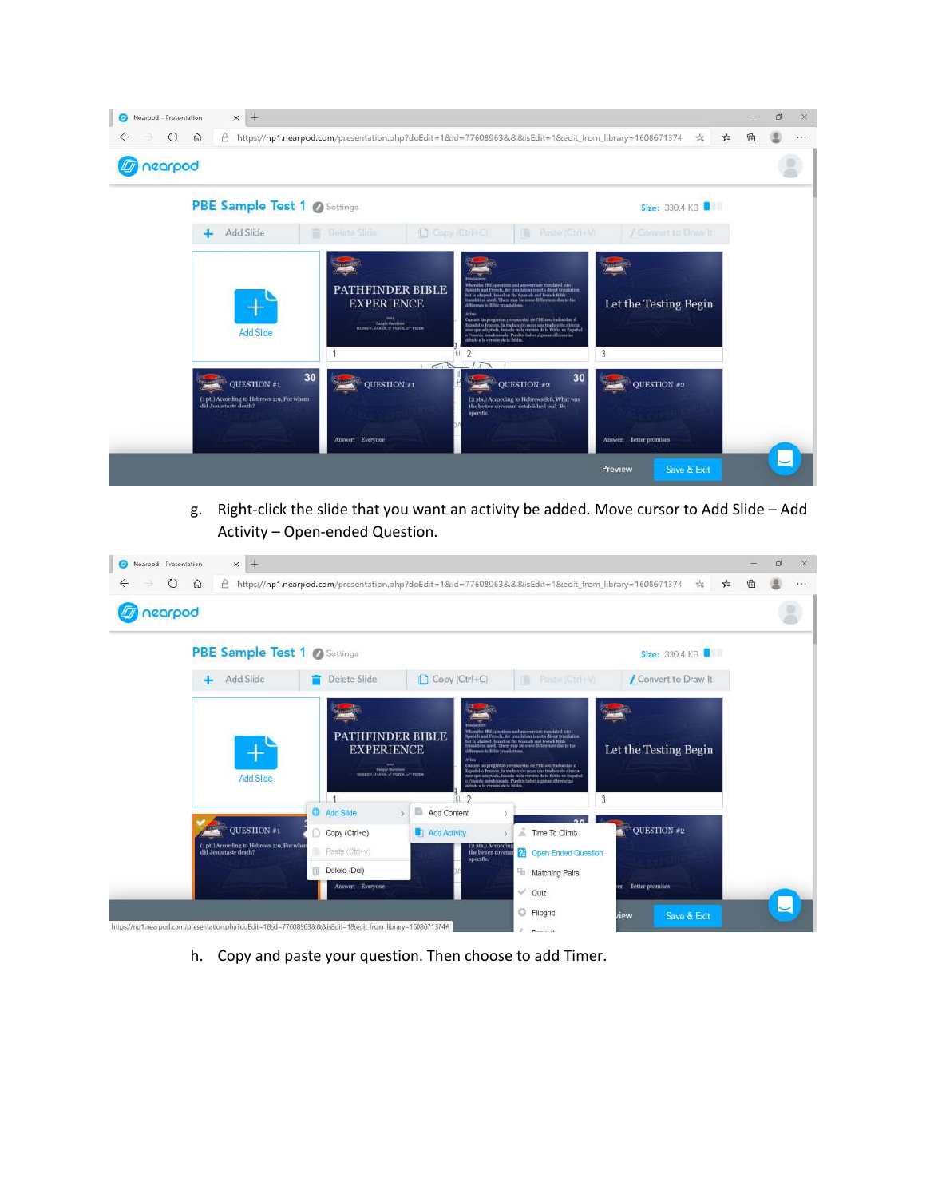g. Right-click the slide that you want an activity be added. Move cursor to Add Slide – Add Activity – Open-ended Question.

h. Copy and paste your question. Then choose to add Timer.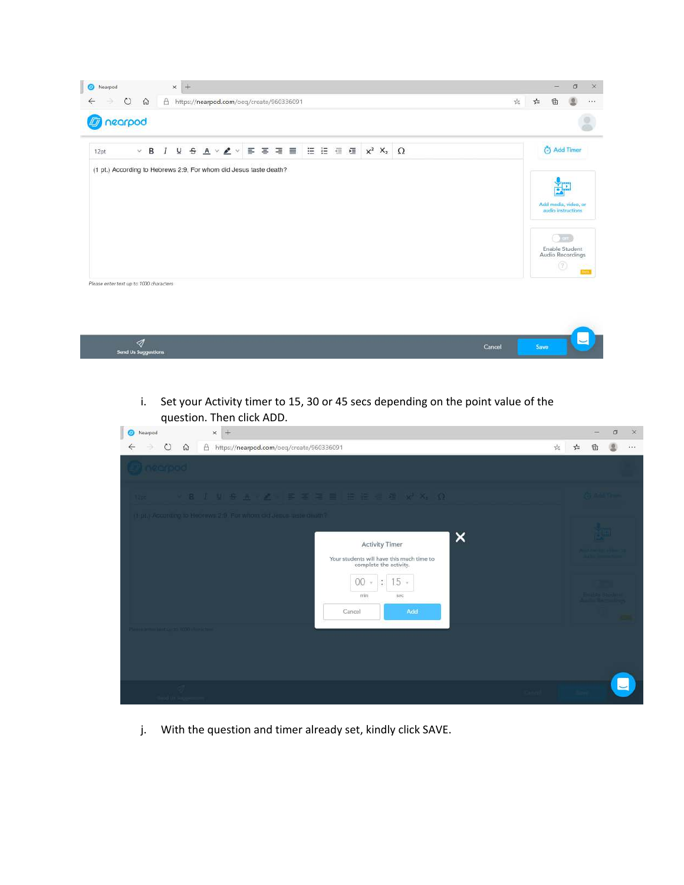i. Set your Activity timer to 15, 30 or 45 secs depending on the point value of the question. Then click ADD.

j. With the question and timer already set, kindly click SAVE.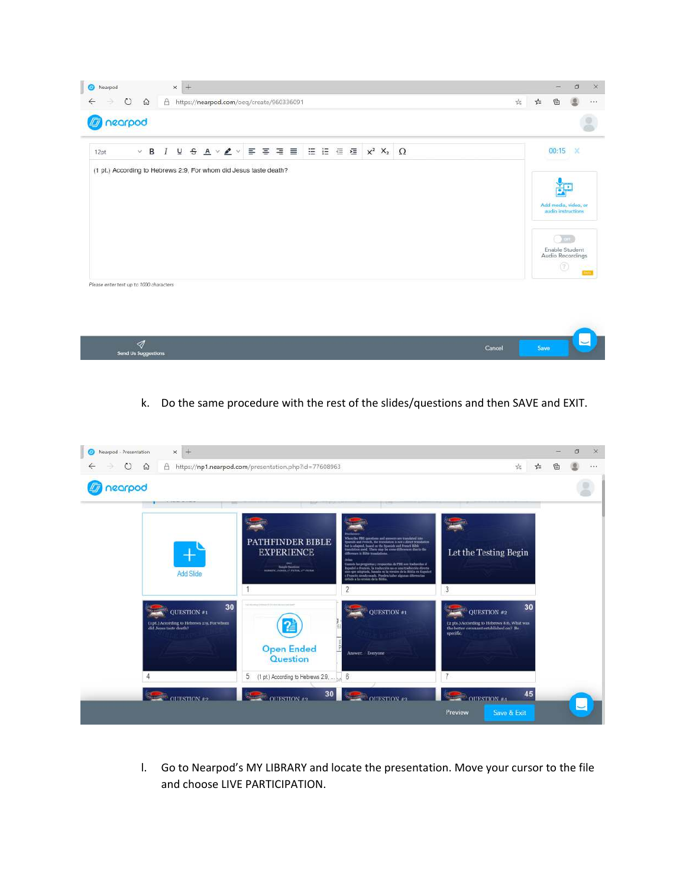k. Do the same procedure with the rest of the slides/questions and then SAVE and EXIT.

l. Go to Nearpod's MY LIBRARY and locate the presentation. Move your cursor to the file and choose LIVE PARTICIPATION.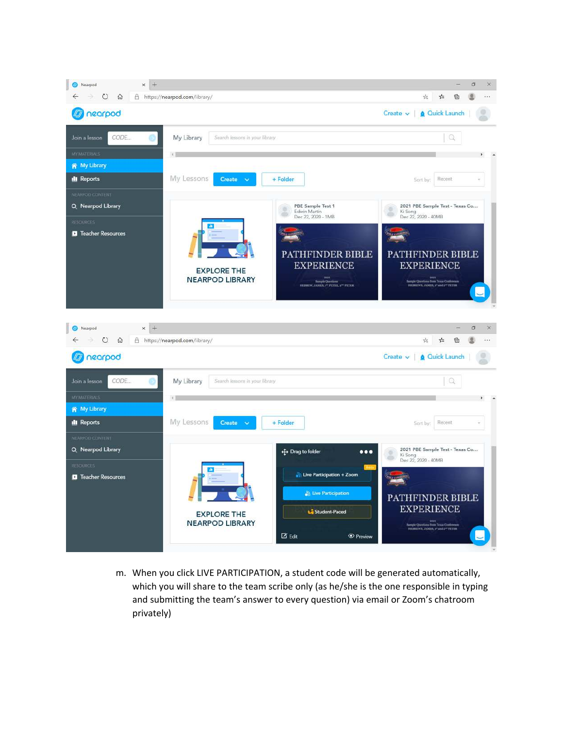m. When you click LIVE PARTICIPATION, a student code will be generated automatically, which you will share to the team scribe only (as he/she is the one responsible in typing and submitting the team's answer to every question) via email or Zoom's chatroom privately)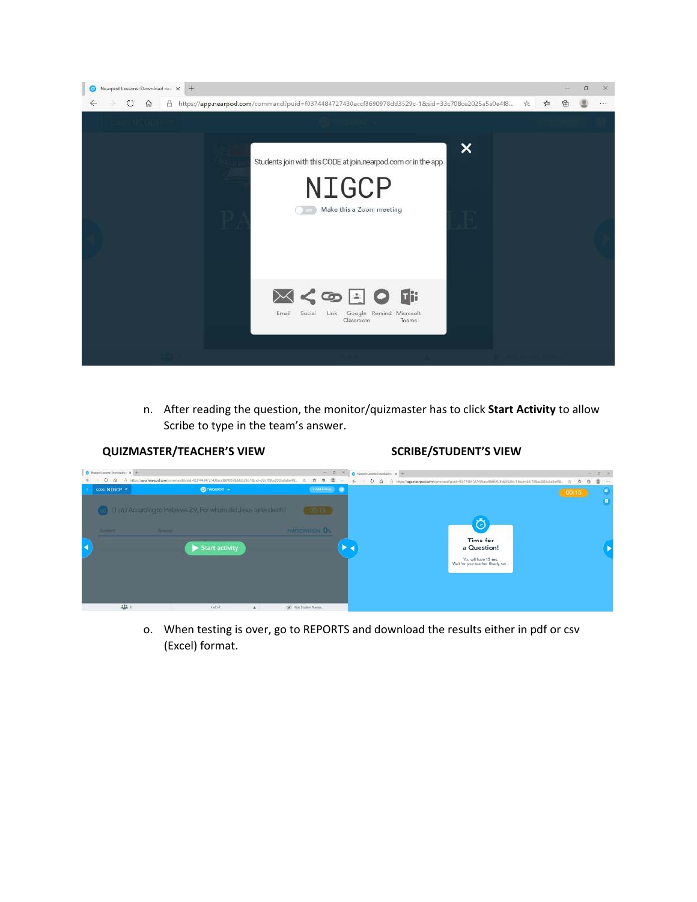n. After reading the question, the monitor/quizmaster has to click **Start Activity** to allow Scribe to type in the team's answer.

**QUIZMASTER/TEACHER'S VIEW** **SCRIBE/STUDENT'S VIEW**

o. When testing is over, go to REPORTS and download the results either in pdf or csv (Excel) format.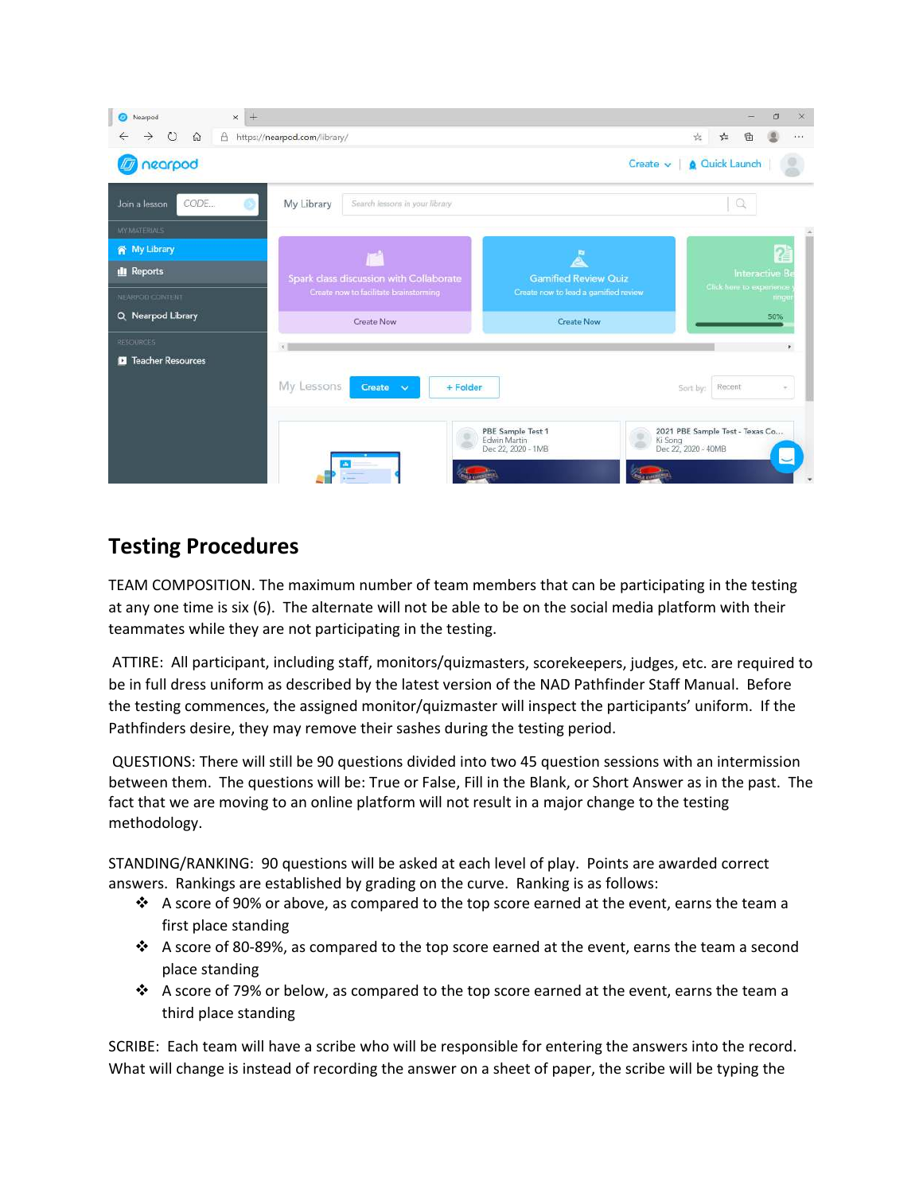## Testing Procedures

TEAM COMPOSITION. The maximum number of team members that can be participating in the testing at any one time is six (6). The alternate will not be able to be on the social media platform with their teammates while they are not participating in the testing.

ATTIRE: All participant, including staff, monitors/quizmasters, scorekeepers, judges, etc. are required to be in full dress uniform as described by the latest version of the NAD Pathfinder Staff Manual. Before the testing commences, the assigned monitor/quizmaster will inspect the participants' uniform. If the Pathfinders desire, they may remove their sashes during the testing period.

QUESTIONS: There will still be 90 questions divided into two 45 question sessions with an intermission between them. The questions will be: True or False, Fill in the Blank, or Short Answer as in the past. The fact that we are moving to an online platform will not result in a major change to the testing methodology.

STANDING/RANKING: 90 questions will be asked at each level of play. Points are awarded correct answers. Rankings are established by grading on the curve. Ranking is as follows:

- A score of 90% or above, as compared to the top score earned at the event, earns the team a first place standing
- A score of 80-89%, as compared to the top score earned at the event, earns the team a second place standing
- A score of 79% or below, as compared to the top score earned at the event, earns the team a third place standing

SCRIBE: Each team will have a scribe who will be responsible for entering the answers into the record. What will change is instead of recording the answer on a sheet of paper, the scribe will be typing the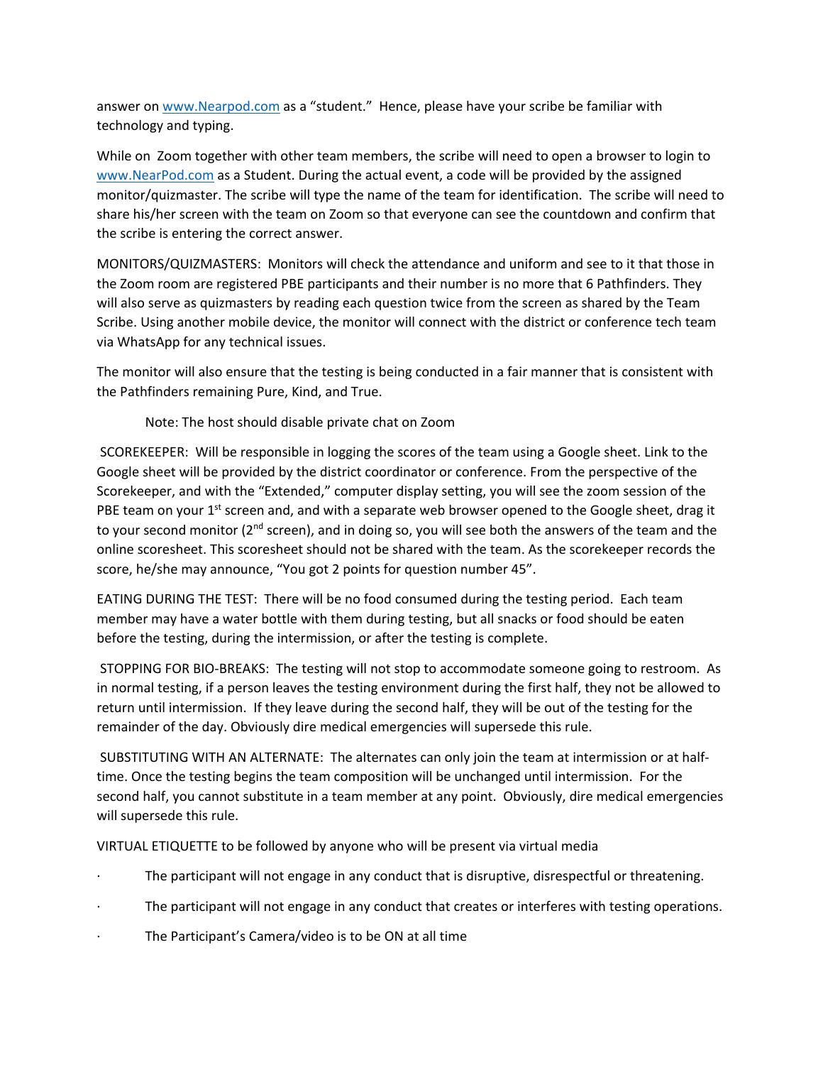answer on [www.Nearpod.com](http://www.Nearpod.com) as a "student." Hence, please have your scribe be familiar with technology and typing.

While on Zoom together with other team members, the scribe will need to open a browser to login to [www.NearPod.com](http://www.NearPod.com) as a Student. During the actual event, a code will be provided by the assigned monitor/quizmaster. The scribe will type the name of the team for identification. The scribe will need to share his/her screen with the team on Zoom so that everyone can see the countdown and confirm that the scribe is entering the correct answer.

MONITORS/QUIZMASTERS: Monitors will check the attendance and uniform and see to it that those in the Zoom room are registered PBE participants and their number is no more that 6 Pathfinders. They will also serve as quizmasters by reading each question twice from the screen as shared by the Team Scribe. Using another mobile device, the monitor will connect with the district or conference tech team via WhatsApp for any technical issues.

The monitor will also ensure that the testing is being conducted in a fair manner that is consistent with the Pathfinders remaining Pure, Kind, and True.

> Note: The host should disable private chat on Zoom

SCOREKEEPER: Will be responsible in logging the scores of the team using a Google sheet. Link to the Google sheet will be provided by the district coordinator or conference. From the perspective of the Scorekeeper, and with the "Extended," computer display setting, you will see the zoom session of the PBE team on your 1st screen and, and with a separate web browser opened to the Google sheet, drag it to your second monitor (2nd screen), and in doing so, you will see both the answers of the team and the online scoresheet. This scoresheet should not be shared with the team. As the scorekeeper records the score, he/she may announce, "You got 2 points for question number 45".

EATING DURING THE TEST: There will be no food consumed during the testing period. Each team member may have a water bottle with them during testing, but all snacks or food should be eaten before the testing, during the intermission, or after the testing is complete.

STOPPING FOR BIO-BREAKS: The testing will not stop to accommodate someone going to restroom. As in normal testing, if a person leaves the testing environment during the first half, they not be allowed to return until intermission. If they leave during the second half, they will be out of the testing for the remainder of the day. Obviously dire medical emergencies will supersede this rule.

SUBSTITUTING WITH AN ALTERNATE: The alternates can only join the team at intermission or at half-time. Once the testing begins the team composition will be unchanged until intermission. For the second half, you cannot substitute in a team member at any point. Obviously, dire medical emergencies will supersede this rule.

VIRTUAL ETIQUETTE to be followed by anyone who will be present via virtual media

- The participant will not engage in any conduct that is disruptive, disrespectful or threatening.
- The participant will not engage in any conduct that creates or interferes with testing operations.
- The Participant's Camera/video is to be ON at all time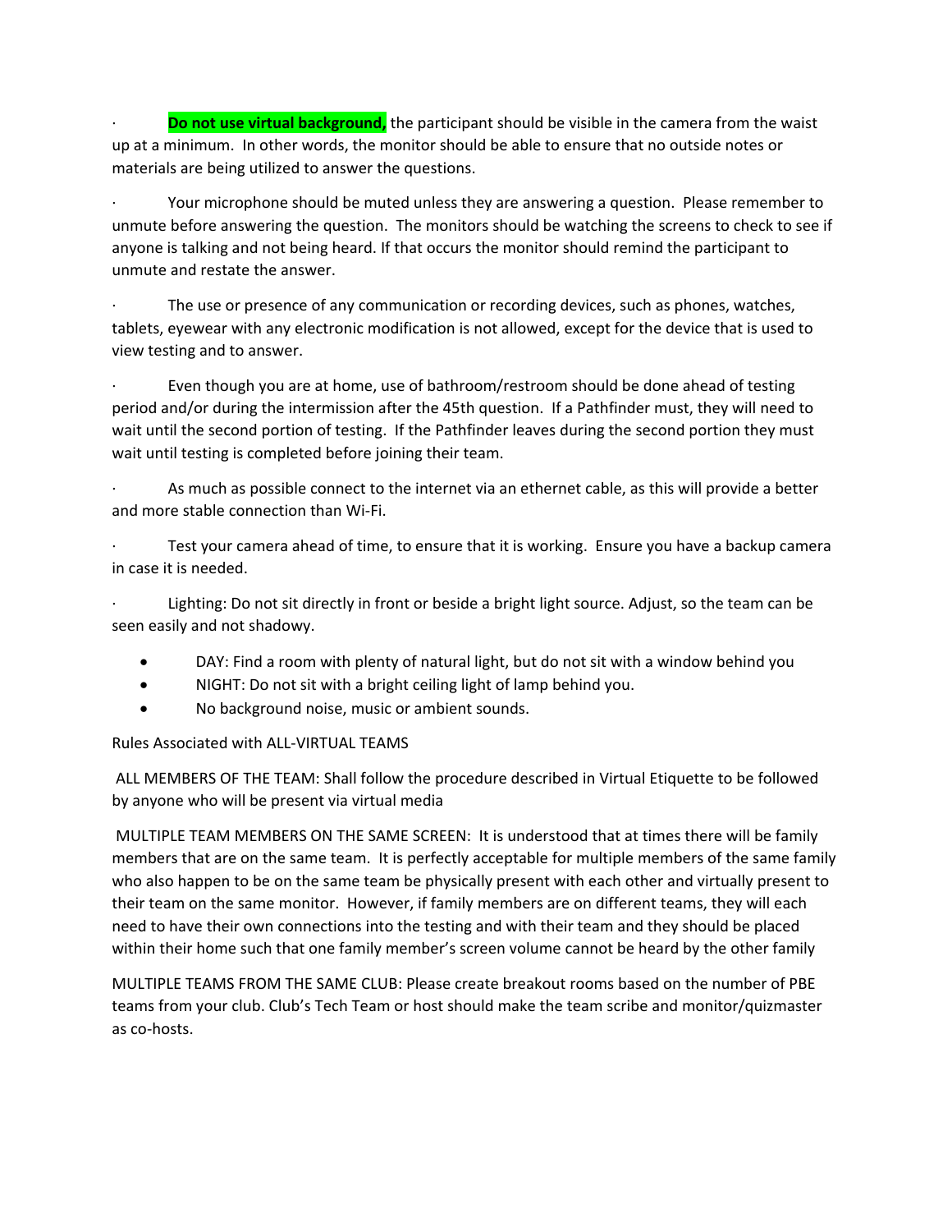- **Do not use virtual background,** the participant should be visible in the camera from the waist up at a minimum. In other words, the monitor should be able to ensure that no outside notes or materials are being utilized to answer the questions.

- Your microphone should be muted unless they are answering a question. Please remember to unmute before answering the question. The monitors should be watching the screens to check to see if anyone is talking and not being heard. If that occurs the monitor should remind the participant to unmute and restate the answer.

- The use or presence of any communication or recording devices, such as phones, watches, tablets, eyewear with any electronic modification is not allowed, except for the device that is used to view testing and to answer.

- Even though you are at home, use of bathroom/restroom should be done ahead of testing period and/or during the intermission after the 45th question. If a Pathfinder must, they will need to wait until the second portion of testing. If the Pathfinder leaves during the second portion they must wait until testing is completed before joining their team.

- As much as possible connect to the internet via an ethernet cable, as this will provide a better and more stable connection than Wi-Fi.

- Test your camera ahead of time, to ensure that it is working. Ensure you have a backup camera in case it is needed.

- Lighting: Do not sit directly in front or beside a bright light source. Adjust, so the team can be seen easily and not shadowy.
  - DAY: Find a room with plenty of natural light, but do not sit with a window behind you
  - NIGHT: Do not sit with a bright ceiling light of lamp behind you.
  - No background noise, music or ambient sounds.

Rules Associated with ALL-VIRTUAL TEAMS

ALL MEMBERS OF THE TEAM: Shall follow the procedure described in Virtual Etiquette to be followed by anyone who will be present via virtual media

MULTIPLE TEAM MEMBERS ON THE SAME SCREEN: It is understood that at times there will be family members that are on the same team. It is perfectly acceptable for multiple members of the same family who also happen to be on the same team be physically present with each other and virtually present to their team on the same monitor. However, if family members are on different teams, they will each need to have their own connections into the testing and with their team and they should be placed within their home such that one family member's screen volume cannot be heard by the other family

MULTIPLE TEAMS FROM THE SAME CLUB: Please create breakout rooms based on the number of PBE teams from your club. Club's Tech Team or host should make the team scribe and monitor/quizmaster as co-hosts.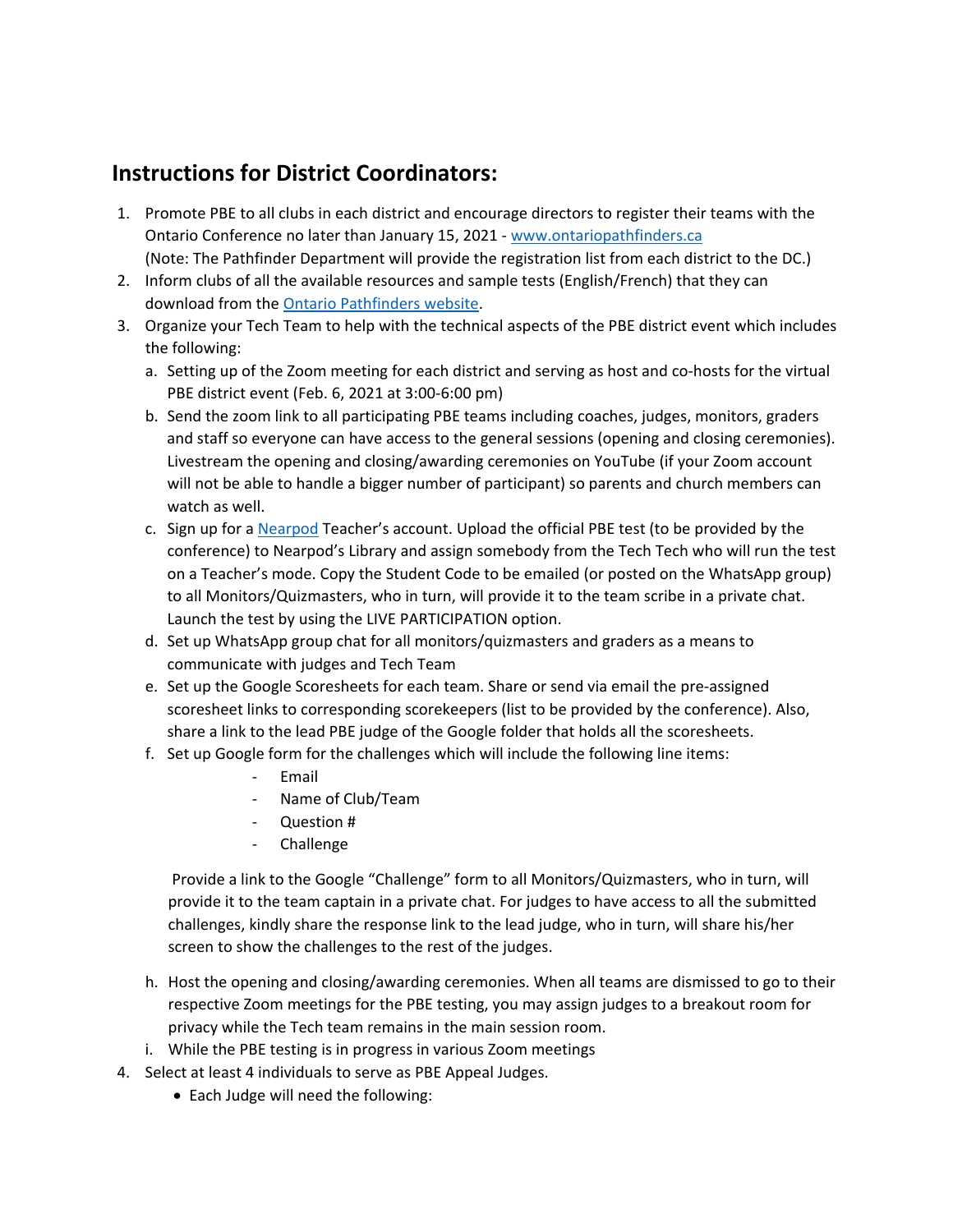## Instructions for District Coordinators:

1. Promote PBE to all clubs in each district and encourage directors to register their teams with the Ontario Conference no later than January 15, 2021 - [www.ontariopathfinders.ca](www.ontariopathfinders.ca)
   (Note: The Pathfinder Department will provide the registration list from each district to the DC.)
2. Inform clubs of all the available resources and sample tests (English/French) that they can download from the Ontario Pathfinders website.
3. Organize your Tech Team to help with the technical aspects of the PBE district event which includes the following:
   a. Setting up of the Zoom meeting for each district and serving as host and co-hosts for the virtual PBE district event (Feb. 6, 2021 at 3:00-6:00 pm)
   b. Send the zoom link to all participating PBE teams including coaches, judges, monitors, graders and staff so everyone can have access to the general sessions (opening and closing ceremonies). Livestream the opening and closing/awarding ceremonies on YouTube (if your Zoom account will not be able to handle a bigger number of participant) so parents and church members can watch as well.
   c. Sign up for a Nearpod Teacher's account. Upload the official PBE test (to be provided by the conference) to Nearpod's Library and assign somebody from the Tech Tech who will run the test on a Teacher's mode. Copy the Student Code to be emailed (or posted on the WhatsApp group) to all Monitors/Quizmasters, who in turn, will provide it to the team scribe in a private chat. Launch the test by using the LIVE PARTICIPATION option.
   d. Set up WhatsApp group chat for all monitors/quizmasters and graders as a means to communicate with judges and Tech Team
   e. Set up the Google Scoresheets for each team. Share or send via email the pre-assigned scoresheet links to corresponding scorekeepers (list to be provided by the conference). Also, share a link to the lead PBE judge of the Google folder that holds all the scoresheets.
   f. Set up Google form for the challenges which will include the following line items:
      - Email
      - Name of Club/Team
      - Question #
      - Challenge

      Provide a link to the Google "Challenge" form to all Monitors/Quizmasters, who in turn, will provide it to the team captain in a private chat. For judges to have access to all the submitted challenges, kindly share the response link to the lead judge, who in turn, will share his/her screen to show the challenges to the rest of the judges.

   h. Host the opening and closing/awarding ceremonies. When all teams are dismissed to go to their respective Zoom meetings for the PBE testing, you may assign judges to a breakout room for privacy while the Tech team remains in the main session room.
   i. While the PBE testing is in progress in various Zoom meetings
4. Select at least 4 individuals to serve as PBE Appeal Judges.
   - Each Judge will need the following: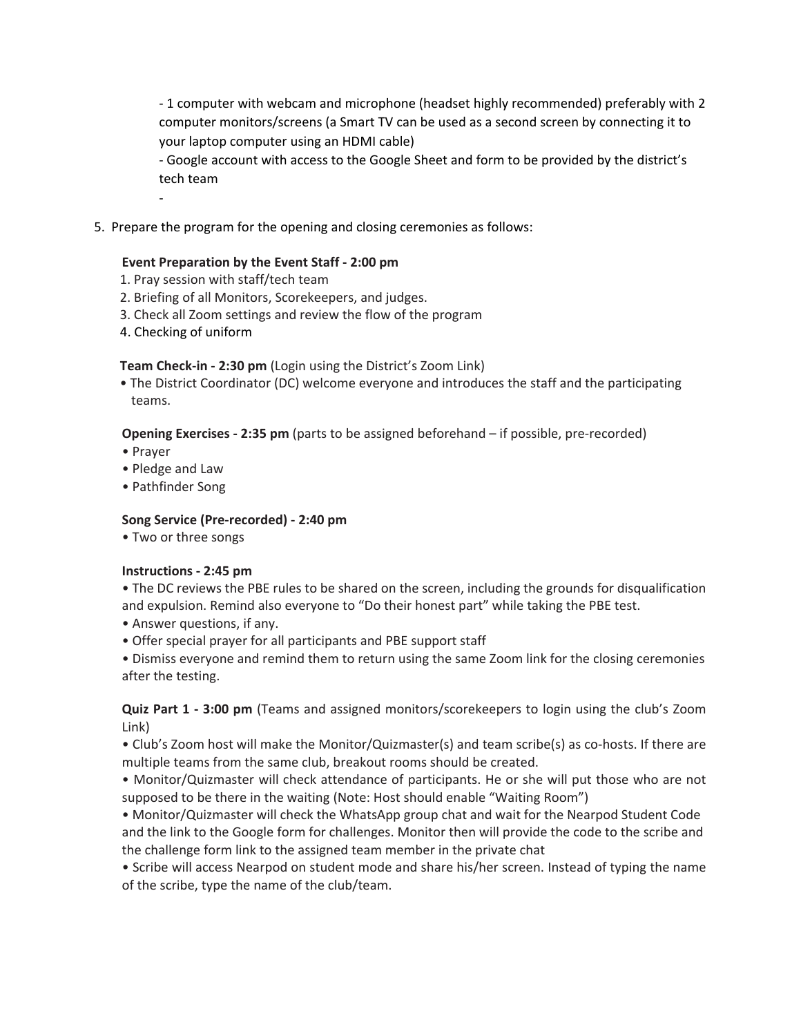- 1 computer with webcam and microphone (headset highly recommended) preferably with 2 computer monitors/screens (a Smart TV can be used as a second screen by connecting it to your laptop computer using an HDMI cable)
- Google account with access to the Google Sheet and form to be provided by the district's tech team
-

5. Prepare the program for the opening and closing ceremonies as follows:

**Event Preparation by the Event Staff - 2:00 pm**

1. Pray session with staff/tech team
2. Briefing of all Monitors, Scorekeepers, and judges.
3. Check all Zoom settings and review the flow of the program
4. Checking of uniform

**Team Check-in - 2:30 pm** (Login using the District's Zoom Link)

- The District Coordinator (DC) welcome everyone and introduces the staff and the participating teams.

**Opening Exercises - 2:35 pm** (parts to be assigned beforehand – if possible, pre-recorded)

- Prayer
- Pledge and Law
- Pathfinder Song

**Song Service (Pre-recorded) - 2:40 pm**

- Two or three songs

**Instructions - 2:45 pm**

- The DC reviews the PBE rules to be shared on the screen, including the grounds for disqualification and expulsion. Remind also everyone to "Do their honest part" while taking the PBE test.
- Answer questions, if any.
- Offer special prayer for all participants and PBE support staff
- Dismiss everyone and remind them to return using the same Zoom link for the closing ceremonies after the testing.

**Quiz Part 1 - 3:00 pm** (Teams and assigned monitors/scorekeepers to login using the club's Zoom Link)

- Club's Zoom host will make the Monitor/Quizmaster(s) and team scribe(s) as co-hosts. If there are multiple teams from the same club, breakout rooms should be created.
- Monitor/Quizmaster will check attendance of participants. He or she will put those who are not supposed to be there in the waiting (Note: Host should enable "Waiting Room")
- Monitor/Quizmaster will check the WhatsApp group chat and wait for the Nearpod Student Code and the link to the Google form for challenges. Monitor then will provide the code to the scribe and the challenge form link to the assigned team member in the private chat
- Scribe will access Nearpod on student mode and share his/her screen. Instead of typing the name of the scribe, type the name of the club/team.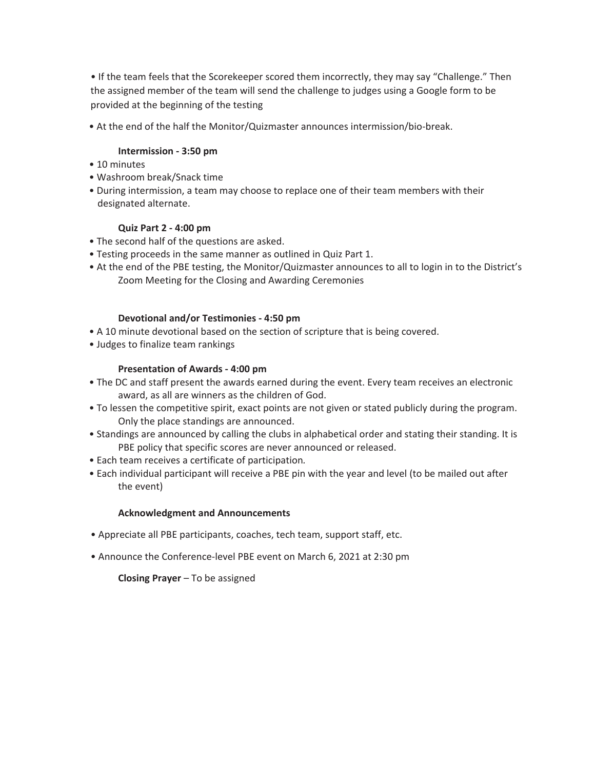- If the team feels that the Scorekeeper scored them incorrectly, they may say "Challenge." Then the assigned member of the team will send the challenge to judges using a Google form to be provided at the beginning of the testing

- At the end of the half the Monitor/Quizmaster announces intermission/bio-break.

**Intermission - 3:50 pm**

- 10 minutes
- Washroom break/Snack time
- During intermission, a team may choose to replace one of their team members with their designated alternate.

**Quiz Part 2 - 4:00 pm**

- The second half of the questions are asked.
- Testing proceeds in the same manner as outlined in Quiz Part 1.
- At the end of the PBE testing, the Monitor/Quizmaster announces to all to login in to the District's Zoom Meeting for the Closing and Awarding Ceremonies

**Devotional and/or Testimonies - 4:50 pm**

- A 10 minute devotional based on the section of scripture that is being covered.
- Judges to finalize team rankings

**Presentation of Awards - 4:00 pm**

- The DC and staff present the awards earned during the event. Every team receives an electronic award, as all are winners as the children of God.
- To lessen the competitive spirit, exact points are not given or stated publicly during the program. Only the place standings are announced.
- Standings are announced by calling the clubs in alphabetical order and stating their standing. It is PBE policy that specific scores are never announced or released.
- Each team receives a certificate of participation.
- Each individual participant will receive a PBE pin with the year and level (to be mailed out after the event)

**Acknowledgment and Announcements**

- Appreciate all PBE participants, coaches, tech team, support staff, etc.

- Announce the Conference-level PBE event on March 6, 2021 at 2:30 pm

**Closing Prayer** – To be assigned